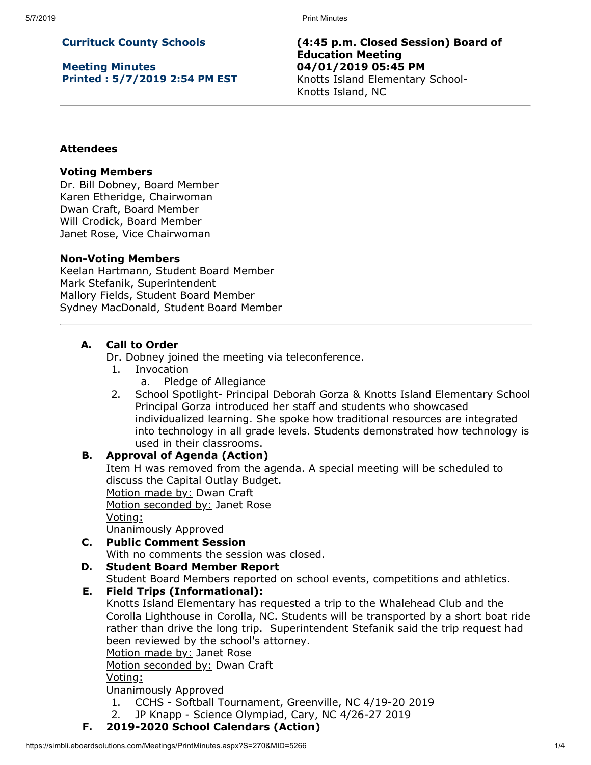**Currituck County Schools**

**Meeting Minutes**
**Printed : 5/7/2019 2:54 PM EST**

**(4:45 p.m. Closed Session) Board of Education Meeting**
**04/01/2019 05:45 PM**
Knotts Island Elementary School-
Knotts Island, NC

---

## Attendees

### Voting Members

Dr. Bill Dobney, Board Member
Karen Etheridge, Chairwoman
Dwan Craft, Board Member
Will Crodick, Board Member
Janet Rose, Vice Chairwoman

### Non-Voting Members

Keelan Hartmann, Student Board Member
Mark Stefanik, Superintendent
Mallory Fields, Student Board Member
Sydney MacDonald, Student Board Member

---

**A. Call to Order**

Dr. Dobney joined the meeting via teleconference.

1. Invocation
    a. Pledge of Allegiance
2. School Spotlight- Principal Deborah Gorza & Knotts Island Elementary School
   Principal Gorza introduced her staff and students who showcased individualized learning. She spoke how traditional resources are integrated into technology in all grade levels. Students demonstrated how technology is used in their classrooms.

**B. Approval of Agenda (Action)**

Item H was removed from the agenda. A special meeting will be scheduled to discuss the Capital Outlay Budget.
Motion made by: Dwan Craft
Motion seconded by: Janet Rose
Voting:
Unanimously Approved

**C. Public Comment Session**

With no comments the session was closed.

**D. Student Board Member Report**

Student Board Members reported on school events, competitions and athletics.

**E. Field Trips (Informational):**

Knotts Island Elementary has requested a trip to the Whalehead Club and the Corolla Lighthouse in Corolla, NC. Students will be transported by a short boat ride rather than drive the long trip. Superintendent Stefanik said the trip request had been reviewed by the school's attorney.
Motion made by: Janet Rose
Motion seconded by: Dwan Craft
Voting:
Unanimously Approved

1. CCHS - Softball Tournament, Greenville, NC 4/19-20 2019
2. JP Knapp - Science Olympiad, Cary, NC 4/26-27 2019

**F. 2019-2020 School Calendars (Action)**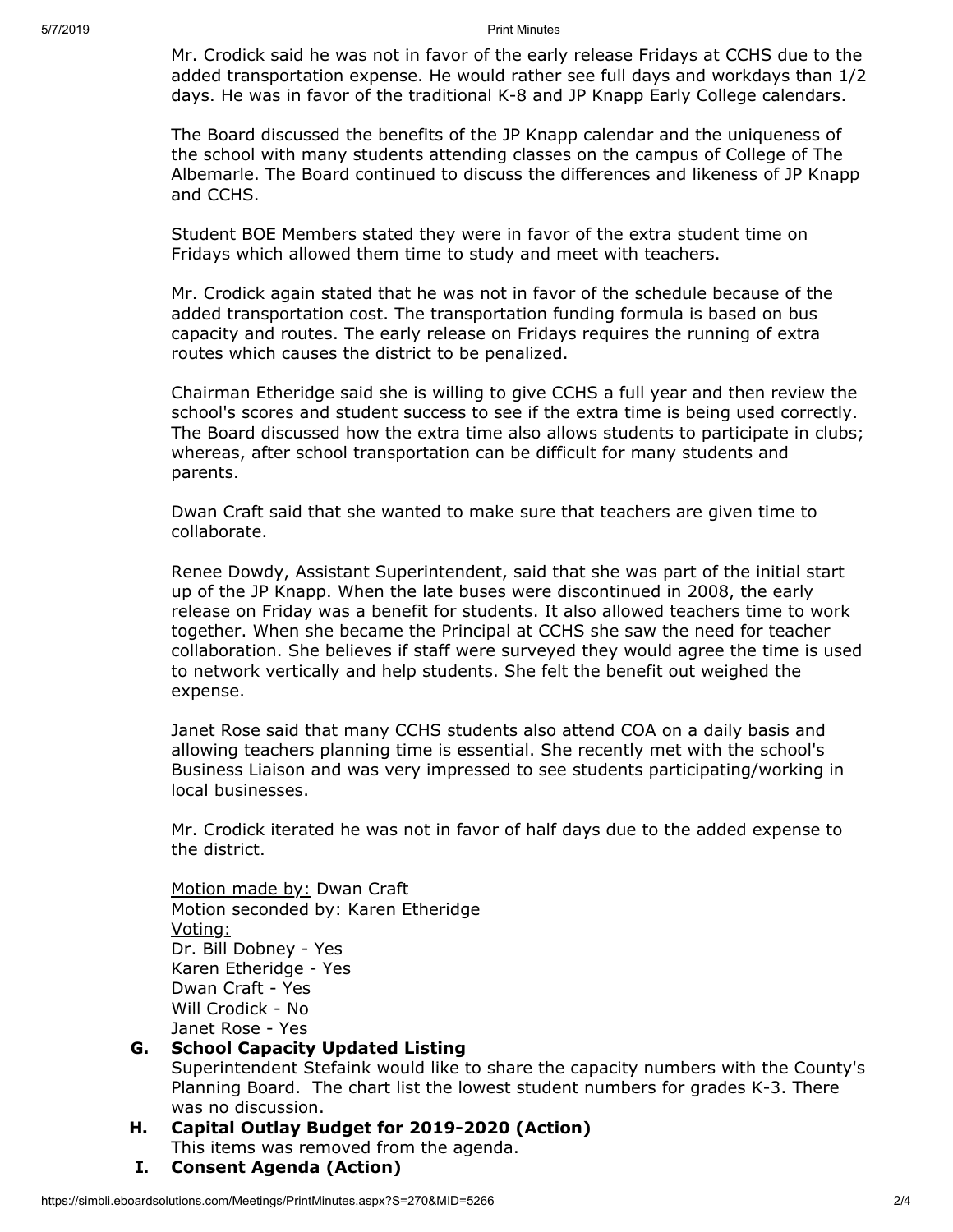Mr. Crodick said he was not in favor of the early release Fridays at CCHS due to the added transportation expense. He would rather see full days and workdays than 1/2 days. He was in favor of the traditional K-8 and JP Knapp Early College calendars.

The Board discussed the benefits of the JP Knapp calendar and the uniqueness of the school with many students attending classes on the campus of College of The Albemarle. The Board continued to discuss the differences and likeness of JP Knapp and CCHS.

Student BOE Members stated they were in favor of the extra student time on Fridays which allowed them time to study and meet with teachers.

Mr. Crodick again stated that he was not in favor of the schedule because of the added transportation cost. The transportation funding formula is based on bus capacity and routes. The early release on Fridays requires the running of extra routes which causes the district to be penalized.

Chairman Etheridge said she is willing to give CCHS a full year and then review the school's scores and student success to see if the extra time is being used correctly. The Board discussed how the extra time also allows students to participate in clubs; whereas, after school transportation can be difficult for many students and parents.

Dwan Craft said that she wanted to make sure that teachers are given time to collaborate.

Renee Dowdy, Assistant Superintendent, said that she was part of the initial start up of the JP Knapp. When the late buses were discontinued in 2008, the early release on Friday was a benefit for students. It also allowed teachers time to work together. When she became the Principal at CCHS she saw the need for teacher collaboration. She believes if staff were surveyed they would agree the time is used to network vertically and help students. She felt the benefit out weighed the expense.

Janet Rose said that many CCHS students also attend COA on a daily basis and allowing teachers planning time is essential. She recently met with the school's Business Liaison and was very impressed to see students participating/working in local businesses.

Mr. Crodick iterated he was not in favor of half days due to the added expense to the district.

Motion made by: Dwan Craft
Motion seconded by: Karen Etheridge
Voting:
Dr. Bill Dobney - Yes
Karen Etheridge - Yes
Dwan Craft - Yes
Will Crodick - No
Janet Rose - Yes

**G. School Capacity Updated Listing**

Superintendent Stefaink would like to share the capacity numbers with the County's Planning Board. The chart list the lowest student numbers for grades K-3. There was no discussion.

**H. Capital Outlay Budget for 2019-2020 (Action)**

This items was removed from the agenda.

**I. Consent Agenda (Action)**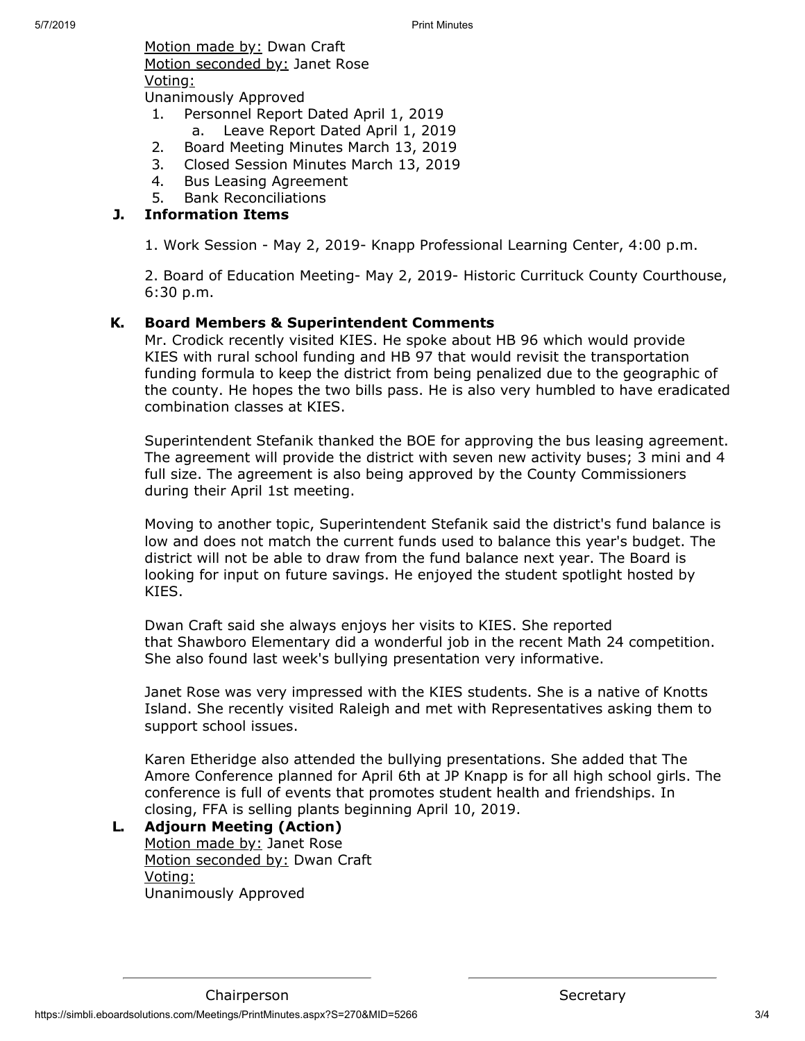Motion made by: Dwan Craft
Motion seconded by: Janet Rose
Voting:
Unanimously Approved

1. Personnel Report Dated April 1, 2019
   a. Leave Report Dated April 1, 2019
2. Board Meeting Minutes March 13, 2019
3. Closed Session Minutes March 13, 2019
4. Bus Leasing Agreement
5. Bank Reconciliations

### J. Information Items

1. Work Session - May 2, 2019- Knapp Professional Learning Center, 4:00 p.m.

2. Board of Education Meeting- May 2, 2019- Historic Currituck County Courthouse, 6:30 p.m.

### K. Board Members & Superintendent Comments

Mr. Crodick recently visited KIES. He spoke about HB 96 which would provide KIES with rural school funding and HB 97 that would revisit the transportation funding formula to keep the district from being penalized due to the geographic of the county. He hopes the two bills pass. He is also very humbled to have eradicated combination classes at KIES.

Superintendent Stefanik thanked the BOE for approving the bus leasing agreement. The agreement will provide the district with seven new activity buses; 3 mini and 4 full size. The agreement is also being approved by the County Commissioners during their April 1st meeting.

Moving to another topic, Superintendent Stefanik said the district's fund balance is low and does not match the current funds used to balance this year's budget. The district will not be able to draw from the fund balance next year. The Board is looking for input on future savings. He enjoyed the student spotlight hosted by KIES.

Dwan Craft said she always enjoys her visits to KIES. She reported that Shawboro Elementary did a wonderful job in the recent Math 24 competition. She also found last week's bullying presentation very informative.

Janet Rose was very impressed with the KIES students. She is a native of Knotts Island. She recently visited Raleigh and met with Representatives asking them to support school issues.

Karen Etheridge also attended the bullying presentations. She added that The Amore Conference planned for April 6th at JP Knapp is for all high school girls. The conference is full of events that promotes student health and friendships. In closing, FFA is selling plants beginning April 10, 2019.

### L. Adjourn Meeting (Action)

Motion made by: Janet Rose
Motion seconded by: Dwan Craft
Voting:
Unanimously Approved

Chairperson

Secretary